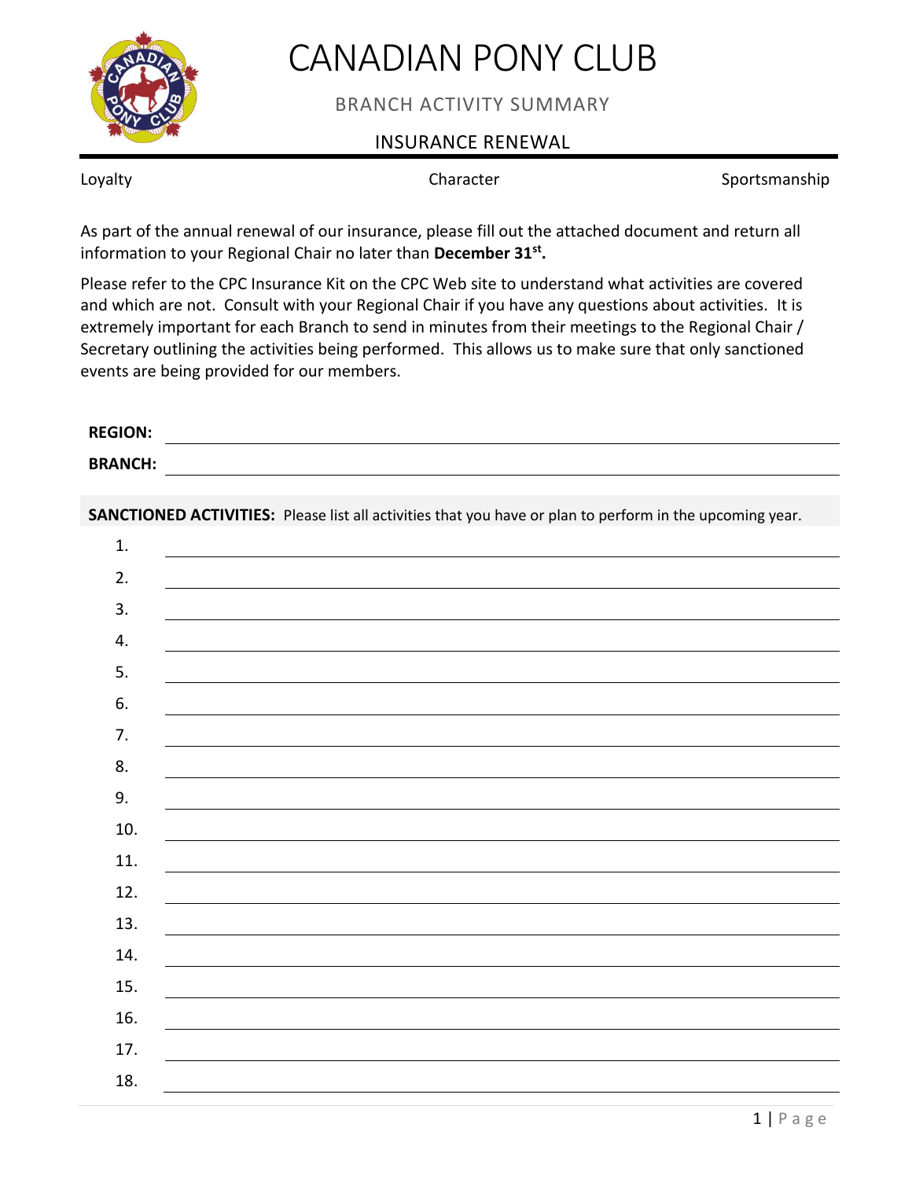# CANADIAN PONY CLUB

## BRANCH ACTIVITY SUMMARY

## INSURANCE RENEWAL

Loyalty Character Sportsmanship

As part of the annual renewal of our insurance, please fill out the attached document and return all information to your Regional Chair no later than **December 31st.**

Please refer to the CPC Insurance Kit on the CPC Web site to understand what activities are covered and which are not. Consult with your Regional Chair if you have any questions about activities. It is extremely important for each Branch to send in minutes from their meetings to the Regional Chair / Secretary outlining the activities being performed. This allows us to make sure that only sanctioned events are being provided for our members.

**REGION:** ______________________________

**BRANCH:** ______________________________

**SANCTIONED ACTIVITIES:** Please list all activities that you have or plan to perform in the upcoming year.

1. ______________________________
2. ______________________________
3. ______________________________
4. ______________________________
5. ______________________________
6. ______________________________
7. ______________________________
8. ______________________________
9. ______________________________
10. ______________________________
11. ______________________________
12. ______________________________
13. ______________________________
14. ______________________________
15. ______________________________
16. ______________________________
17. ______________________________
18. ______________________________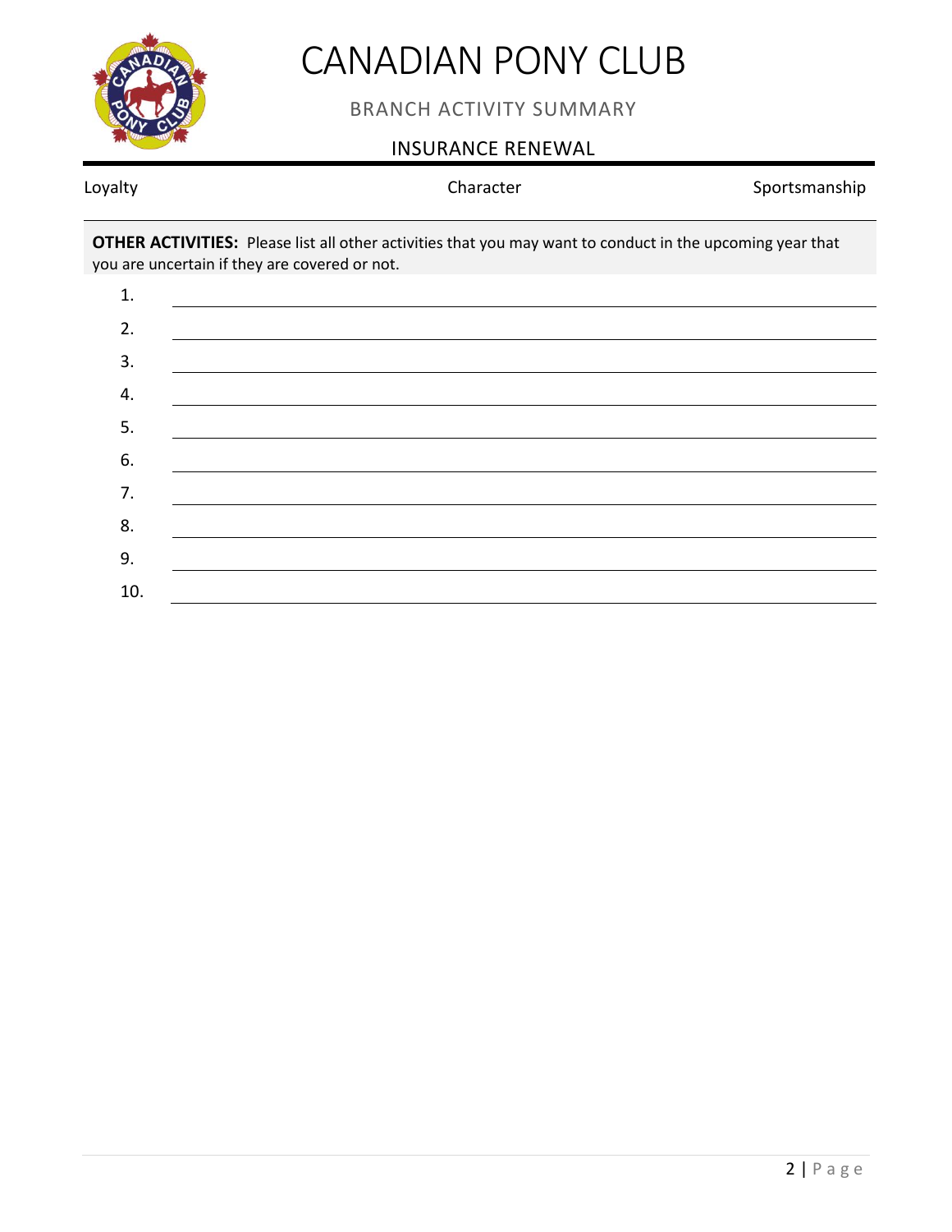# CANADIAN PONY CLUB

BRANCH ACTIVITY SUMMARY

INSURANCE RENEWAL

Loyalty Character Sportsmanship

**OTHER ACTIVITIES:** Please list all other activities that you may want to conduct in the upcoming year that you are uncertain if they are covered or not.

1. ______________________________
2. ______________________________
3. ______________________________
4. ______________________________
5. ______________________________
6. ______________________________
7. ______________________________
8. ______________________________
9. ______________________________
10. ______________________________